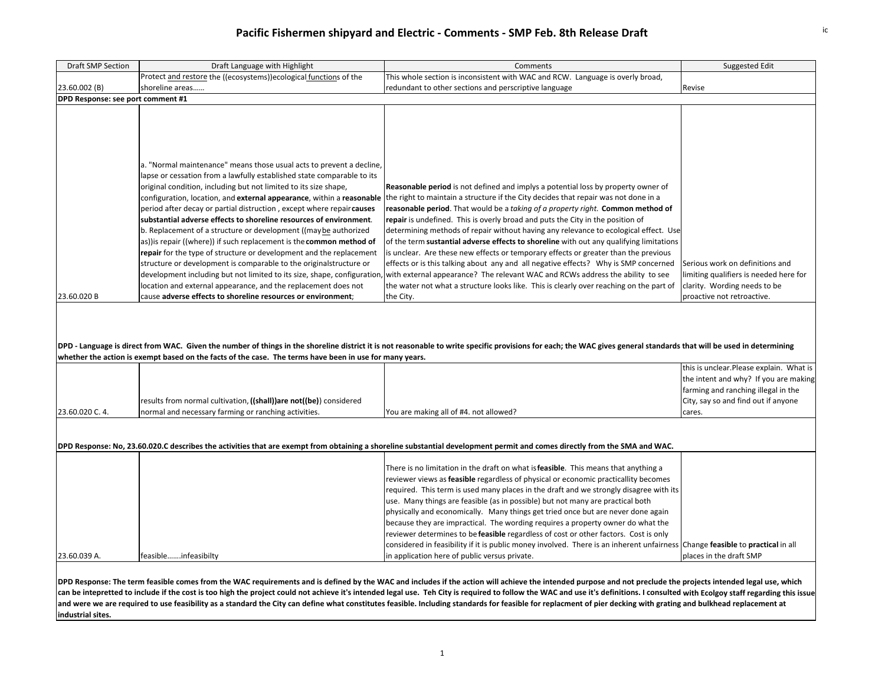# Pacific Fishermen shipyard and Electric - Comments - SMP Feb. 8th Release Draft

| Draft SMP Section | Draft Language with Highlight | Comments | Suggested Edit |
| --- | --- | --- | --- |
| 23.60.002 (B) | Protect and restore the ((ecosystems))ecological functions of the shoreline areas…… | This whole section is inconsistent with WAC and RCW. Language is overly broad, redundant to other sections and perscriptive language | Revise |
| **DPD Response: see port comment #1** | | | |
| 23.60.020 B | a. "Normal maintenance" means those usual acts to prevent a decline, lapse or cessation from a lawfully established state comparable to its original condition, including but not limited to its size shape, configuration, location, and **external appearance**, within a **reasonable** period after decay or partial distruction , except where repair **causes substantial adverse effects to shoreline resources of environment**. b. Replacement of a structure or development ((may be authorized as))is repair ((where)) if such replacement is the **common method of repair** for the type of structure or development and the replacement structure or development is comparable to the originalstructure or development including but not limited to its size, shape, configuration, location and external appearance, and the replacement does not cause **adverse effects to shoreline resources or environment**; | **Reasonable period** is not defined and implys a potential loss by property owner of the right to maintain a structure if the City decides that repair was not done in a **reasonable period**. That would be a *taking of a property right.* **Common method of repair** is undefined. This is overly broad and puts the City in the position of determining methods of repair without having any relevance to ecological effect. Use of the term **sustantial adverse effects to shoreline** with out any qualifying limitations is unclear. Are these new effects or temporary effects or greater than the previous effects or is this talking about any and all negative effects? Why is SMP concerned with external appearance? The relevant WAC and RCWs address the ability to see the water not what a structure looks like. This is clearly over reaching on the part of the City. | Serious work on definitions and limiting qualifiers is needed here for clarity. Wording needs to be proactive not retroactive. |
| **DPD - Language is direct from WAC. Given the number of things in the shoreline district it is not reasonable to write specific provisions for each; the WAC gives general standards that will be used in determining whether the action is exempt based on the facts of the case. The terms have been in use for many years.** | | | |
| 23.60.020 C. 4. | results from normal cultivation, **((shall))are not((be)**) considered normal and necessary farming or ranching activities. | You are making all of #4. not allowed? | this is unclear.Please explain. What is the intent and why? If you are making farming and ranching illegal in the City, say so and find out if anyone cares. |
| **DPD Response: No, 23.60.020.C describes the activities that are exempt from obtaining a shoreline substantial development permit and comes directly from the SMA and WAC.** | | | |
| 23.60.039 A. | feasible…….infeasibilty | There is no limitation in the draft on what is **feasible**. This means that anything a reviewer views as **feasible** regardless of physical or economic practicallity becomes required. This term is used many places in the draft and we strongly disagree with its use. Many things are feasible (as in possible) but not many are practical both physically and economically. Many things get tried once but are never done again because they are impractical. The wording requires a property owner do what the reviewer determines to be **feasible** regardless of cost or other factors. Cost is only considered in feasibility if it is public money involved. There is an inherent unfairness in application here of public versus private. | Change **feasible** to **practical** in all places in the draft SMP |
| **DPD Response: The term feasible comes from the WAC requirements and is defined by the WAC and includes if the action will achieve the intended purpose and not preclude the projects intended legal use, which can be intepretted to include if the cost is too high the project could not achieve it's intended legal use. Teh City is required to follow the WAC and use it's definitions. I consulted with Ecolgoy staff regarding this issue and were we are required to use feasibility as a standard the City can define what constitutes feasible. Including standards for feasible for replacment of pier decking with grating and bulkhead replacement at industrial sites.** | | | |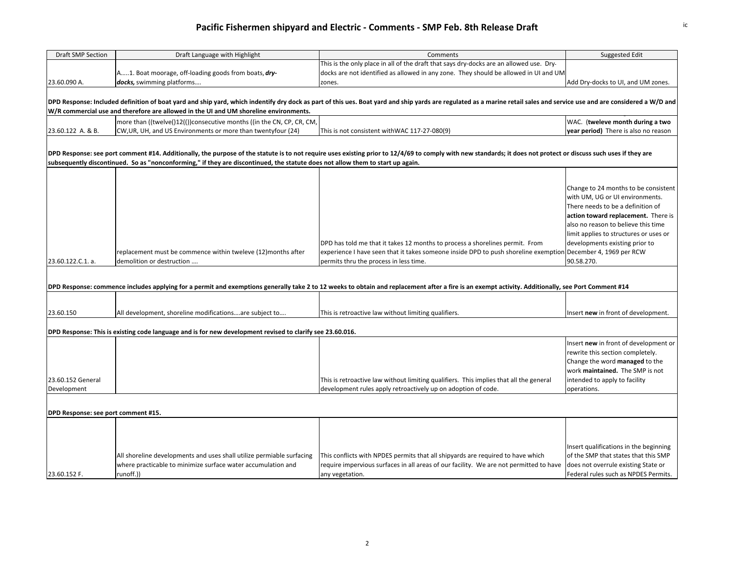# Pacific Fishermen shipyard and Electric - Comments - SMP Feb. 8th Release Draft

| Draft SMP Section | Draft Language with Highlight | Comments | Suggested Edit |
| --- | --- | --- | --- |
| 23.60.090 A. | A.....1. Boat moorage, off-loading goods from boats, ***dry-docks,*** swimming platforms.... | This is the only place in all of the draft that says dry-docks are an allowed use. Dry-docks are not identified as allowed in any zone. They should be allowed in UI and UM zones. | Add Dry-docks to UI, and UM zones. |
| **DPD Response: Included definition of boat yard and ship yard, which indentify dry dock as part of this ues. Boat yard and ship yards are regulated as a marine retail sales and service use and are considered a W/D and W/R commercial use and therefore are allowed in the UI and UM shoreline environments.** | | | |
| 23.60.122 A. & B. | more than ((twelve()12(())consecutive months ((in the CN, CP, CR, CM, CW,UR, UH, and US Environments or more than twentyfour (24) | This is not consistent withWAC 117-27-080(9) | WAC. (**televe month during a two year period)** There is also no reason |
| **DPD Response: see port comment #14. Additionally, the purpose of the statute is to not require uses existing prior to 12/4/69 to comply with new standards; it does not protect or discuss such uses if they are subsequently discontinued. So as "nonconforming," if they are discontinued, the statute does not allow them to start up again.** | | | |
| 23.60.122.C.1. a. | replacement must be commence within tweleve (12)months after demolition or destruction .... | DPD has told me that it takes 12 months to process a shorelines permit. From experience I have seen that it takes someone inside DPD to push shoreline exemption permits thru the process in less time. | Change to 24 months to be consistent with UM, UG or UI environments. There needs to be a definition of **action toward replacement.** There is also no reason to believe this time limit applies to structures or uses or developments existing prior to December 4, 1969 per RCW 90.58.270. |
| **DPD Response: commence includes applying for a permit and exemptions generally take 2 to 12 weeks to obtain and replacement after a fire is an exempt activity. Additionally, see Port Comment #14** | | | |
| 23.60.150 | All development, shoreline modifications....are subject to.... | This is retroactive law without limiting qualifiers. | Insert **new** in front of development. |
| **DPD Response: This is existing code language and is for new development revised to clarify see 23.60.016.** | | | |
| 23.60.152 General Development | | This is retroactive law without limiting qualifiers. This implies that all the general development rules apply retroactively up on adoption of code. | Insert **new** in front of development or rewrite this section completely. Change the word **managed** to the work **maintained.** The SMP is not intended to apply to facility operations. |
| **DPD Response: see port comment #15.** | | | |
| 23.60.152 F. | All shoreline developments and uses shall utilize permiable surfacing where practicable to minimize surface water accumulation and runoff.)) | This conflicts with NPDES permits that all shipyards are required to have which require impervious surfaces in all areas of our facility. We are not permitted to have any vegetation. | Insert qualifications in the beginning of the SMP that states that this SMP does not overrule existing State or Federal rules such as NPDES Permits. |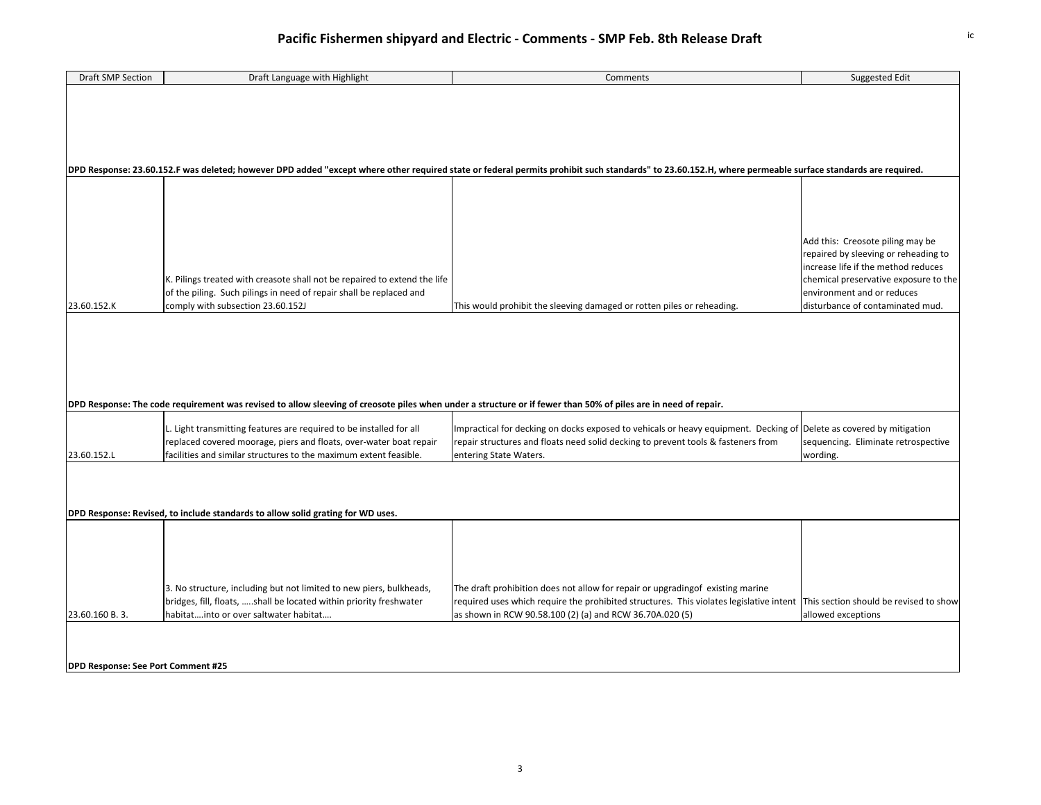# Pacific Fishermen shipyard and Electric - Comments - SMP Feb. 8th Release Draft

| Draft SMP Section | Draft Language with Highlight | Comments | Suggested Edit |
|---|---|---|---|
| **DPD Response: 23.60.152.F was deleted; however DPD added "except where other required state or federal permits prohibit such standards" to 23.60.152.H, where permeable surface standards are required.** | | | |
| 23.60.152.K | K. Pilings treated with creosote shall not be repaired to extend the life of the piling. Such pilings in need of repair shall be replaced and comply with subsection 23.60.152J | This would prohibit the sleeving damaged or rotten piles or reheading. | Add this: Creosote piling may be repaired by sleeving or reheading to increase life if the method reduces chemical preservative exposure to the environment and or reduces disturbance of contaminated mud. |
| **DPD Response: The code requirement was revised to allow sleeving of creosote piles when under a structure or if fewer than 50% of piles are in need of repair.** | | | |
| 23.60.152.L | L. Light transmitting features are required to be installed for all replaced covered moorage, piers and floats, over-water boat repair facilities and similar structures to the maximum extent feasible. | Impractical for decking on docks exposed to vehicals or heavy equipment. Decking of repair structures and floats need solid decking to prevent tools & fasteners from entering State Waters. | Delete as covered by mitigation sequencing. Eliminate retrospective wording. |
| **DPD Response: Revised, to include standards to allow solid grating for WD uses.** | | | |
| 23.60.160 B. 3. | 3. No structure, including but not limited to new piers, bulkheads, bridges, fill, floats, …..shall be located within priority freshwater habitat….into or over saltwater habitat…. | The draft prohibition does not allow for repair or upgradingof existing marine required uses which require the prohibited structures. This violates legislative intent as shown in RCW 90.58.100 (2) (a) and RCW 36.70A.020 (5) | This section should be revised to show allowed exceptions |
| **DPD Response: See Port Comment #25** | | | |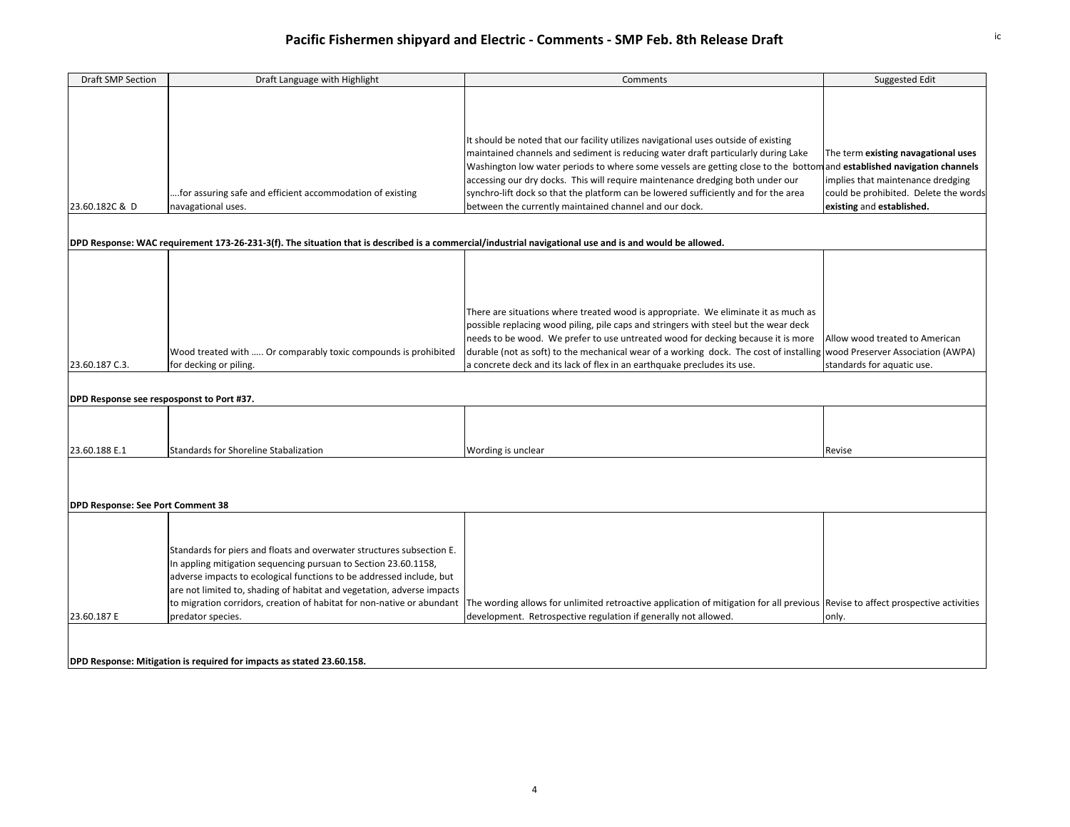# Pacific Fishermen shipyard and Electric - Comments - SMP Feb. 8th Release Draft

| Draft SMP Section | Draft Language with Highlight | Comments | Suggested Edit |
|---|---|---|---|
| 23.60.182C & D | ….for assuring safe and efficient accommodation of existing navagational uses. | It should be noted that our facility utilizes navigational uses outside of existing maintained channels and sediment is reducing water draft particularly during Lake Washington low water periods to where some vessels are getting close to the bottom accessing our dry docks. This will require maintenance dredging both under our synchro-lift dock so that the platform can be lowered sufficiently and for the area between the currently maintained channel and our dock. | The term **existing navagational uses** and **established navigation channels** implies that maintenance dredging could be prohibited. Delete the words **existing** and **established.** |
| **DPD Response: WAC requirement 173-26-231-3(f). The situation that is described is a commercial/industrial navigational use and is and would be allowed.** | | | |
| 23.60.187 C.3. | Wood treated with ….. Or comparably toxic compounds is prohibited for decking or piling. | There are situations where treated wood is appropriate. We eliminate it as much as possible replacing wood piling, pile caps and stringers with steel but the wear deck needs to be wood. We prefer to use untreated wood for decking because it is more durable (not as soft) to the mechanical wear of a working dock. The cost of installing a concrete deck and its lack of flex in an earthquake precludes its use. | Allow wood treated to American wood Preserver Association (AWPA) standards for aquatic use. |
| **DPD Response see resposponst to Port #37.** | | | |
| 23.60.188 E.1 | Standards for Shoreline Stabalization | Wording is unclear | Revise |
| **DPD Response: See Port Comment 38** | | | |
| 23.60.187 E | Standards for piers and floats and overwater structures subsection E. In appling mitigation sequencing pursuan to Section 23.60.1158, adverse impacts to ecological functions to be addressed include, but are not limited to, shading of habitat and vegetation, adverse impacts to migration corridors, creation of habitat for non-native or abundant predator species. | The wording allows for unlimited retroactive application of mitigation for all previous development. Retrospective regulation if generally not allowed. | Revise to affect prospective activities only. |
| **DPD Response: Mitigation is required for impacts as stated 23.60.158.** | | | |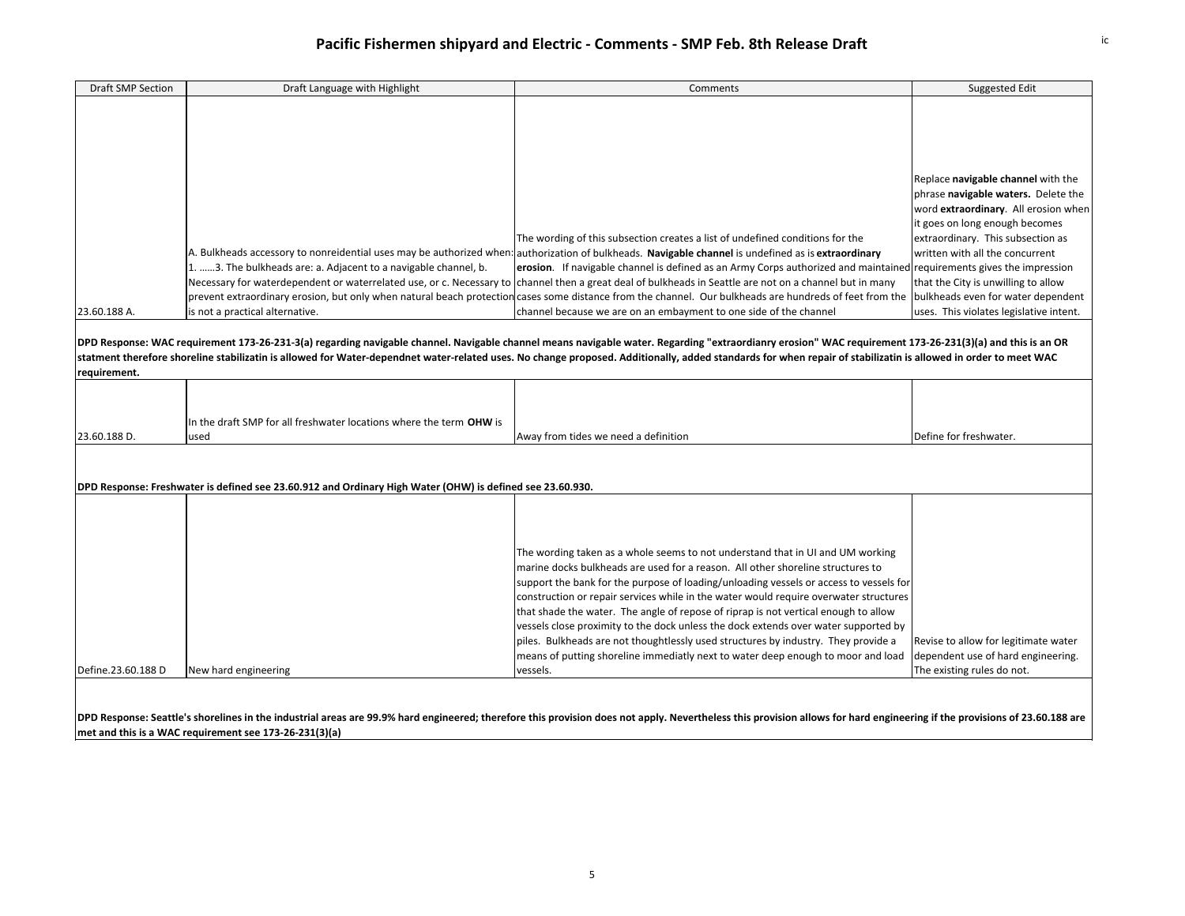## Pacific Fishermen shipyard and Electric - Comments - SMP Feb. 8th Release Draft

| Draft SMP Section | Draft Language with Highlight | Comments | Suggested Edit |
|---|---|---|---|
| 23.60.188 A. | A. Bulkheads accessory to nonreidential uses may be authorized when: 1. ……3. The bulkheads are: a. Adjacent to a navigable channel, b. Necessary for waterdependent or waterrelated use, or c. Necessary to prevent extraordinary erosion, but only when natural beach protection is not a practical alternative. | The wording of this subsection creates a list of undefined conditions for the authorization of bulkheads. **Navigable channel** is undefined as is **extraordinary erosion**. If navigable channel is defined as an Army Corps authorized and maintained channel then a great deal of bulkheads in Seattle are not on a channel but in many cases some distance from the channel. Our bulkheads are hundreds of feet from the channel because we are on an embayment to one side of the channel | Replace **navigable channel** with the phrase **navigable waters.** Delete the word **extraordinary**. All erosion when it goes on long enough becomes extraordinary. This subsection as written with all the concurrent requirements gives the impression that the City is unwilling to allow bulkheads even for water dependent uses. This violates legislative intent. |
| **DPD Response: WAC requirement 173-26-231-3(a) regarding navigable channel. Navigable channel means navigable water. Regarding "extraordianry erosion" WAC requirement 173-26-231(3)(a) and this is an OR statment therefore shoreline stabilizatin is allowed for Water-dependnet water-related uses. No change proposed. Additionally, added standards for when repair of stabilizatin is allowed in order to meet WAC requirement.** | | | |
| 23.60.188 D. | In the draft SMP for all freshwater locations where the term **OHW** is used | Away from tides we need a definition | Define for freshwater. |
| **DPD Response: Freshwater is defined see 23.60.912 and Ordinary High Water (OHW) is defined see 23.60.930.** | | | |
| Define.23.60.188 D | New hard engineering | The wording taken as a whole seems to not understand that in UI and UM working marine docks bulkheads are used for a reason. All other shoreline structures to support the bank for the purpose of loading/unloading vessels or access to vessels for construction or repair services while in the water would require overwater structures that shade the water. The angle of repose of riprap is not vertical enough to allow vessels close proximity to the dock unless the dock extends over water supported by piles. Bulkheads are not thoughtlessly used structures by industry. They provide a means of putting shoreline immediatly next to water deep enough to moor and load vessels. | Revise to allow for legitimate water dependent use of hard engineering. The existing rules do not. |
| **DPD Response: Seattle's shorelines in the industrial areas are 99.9% hard engineered; therefore this provision does not apply. Nevertheless this provision allows for hard engineering if the provisions of 23.60.188 are met and this is a WAC requirement see 173-26-231(3)(a)** | | | |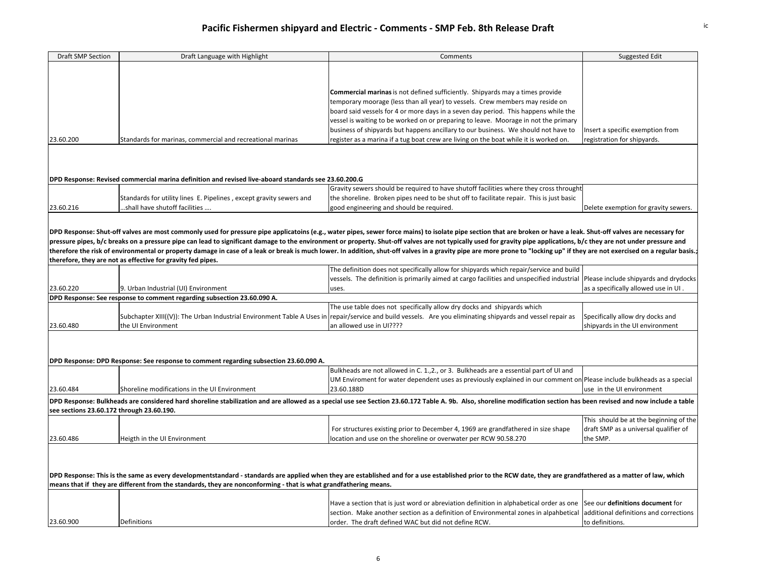# Pacific Fishermen shipyard and Electric - Comments - SMP Feb. 8th Release Draft

| Draft SMP Section | Draft Language with Highlight | Comments | Suggested Edit |
|---|---|---|---|
| 23.60.200 | Standards for marinas, commercial and recreational marinas | **Commercial marinas** is not defined sufficiently. Shipyards may a times provide temporary moorage (less than all year) to vessels. Crew members may reside on board said vessels for 4 or more days in a seven day period. This happens while the vessel is waiting to be worked on or preparing to leave. Moorage in not the primary business of shipyards but happens ancillary to our business. We should not have to register as a marina if a tug boat crew are living on the boat while it is worked on. | Insert a specific exemption from registration for shipyards. |
| **DPD Response: Revised commercial marina definition and revised live-aboard standards see 23.60.200.G** | | | |
| 23.60.216 | Standards for utility lines E. Pipelines , except gravity sewers and …shall have shutoff facilities …. | Gravity sewers should be required to have shutoff facilities where they cross throught the shoreline. Broken pipes need to be shut off to facilitate repair. This is just basic good engineering and should be required. | Delete exemption for gravity sewers. |
| **DPD Response: Shut-off valves are most commonly used for pressure pipe applicatoins (e.g., water pipes, sewer force mains) to isolate pipe section that are broken or have a leak. Shut-off valves are necessary for pressure pipes, b/c breaks on a pressure pipe can lead to significant damage to the environment or property. Shut-off valves are not typically used for gravity pipe applications, b/c they are not under pressure and therefore the risk of environmental or property damage in case of a leak or break is much lower. In addition, shut-off valves in a gravity pipe are more prone to "locking up" if they are not exercised on a regular basis.; therefore, they are not as effective for gravity fed pipes.** | | | |
| 23.60.220 | 9. Urban Industrial (UI) Environment | The definition does not specifically allow for shipyards which repair/service and build vessels. The definition is primarily aimed at cargo facilities and unspecified industrial uses. | Please include shipyards and drydocks as a specifically allowed use in UI . |
| **DPD Response: See response to comment regarding subsection 23.60.090 A.** | | | |
| 23.60.480 | Subchapter XIII((V)): The Urban Industrial Environment Table A Uses in the UI Environment | The use table does not specifically allow dry docks and shipyards which repair/service and build vessels. Are you eliminating shipyards and vessel repair as an allowed use in UI???? | Specifically allow dry docks and shipyards in the UI environment |
| **DPD Response: DPD Response: See response to comment regarding subsection 23.60.090 A.** | | | |
| 23.60.484 | Shoreline modifications in the UI Environment | Bulkheads are not allowed in C. 1.,2., or 3. Bulkheads are a essential part of UI and UM Enviroment for water dependent uses as previously explained in our comment on 23.60.188D | Please include bulkheads as a special use in the UI environment |
| **DPD Response: Bulkheads are considered hard shoreline stabilization and are allowed as a special use see Section 23.60.172 Table A. 9b. Also, shoreline modification section has been revised and now include a table see sections 23.60.172 through 23.60.190.** | | | |
| 23.60.486 | Heigth in the UI Environment | For structures existing prior to December 4, 1969 are grandfathered in size shape location and use on the shoreline or overwater per RCW 90.58.270 | This should be at the beginning of the draft SMP as a universal qualifier of the SMP. |
| **DPD Response: This is the same as every developmentstandard - standards are applied when they are established and for a use established prior to the RCW date, they are grandfathered as a matter of law, which means that if they are different from the standards, they are nonconforming - that is what grandfathering means.** | | | |
| 23.60.900 | Definitions | Have a section that is just word or abreviation definition in alphabetical order as one section. Make another section as a definition of Environmental zones in alpahbetical order. The draft defined WAC but did not define RCW. | See our **definitions document** for additional definitions and corrections to definitions. |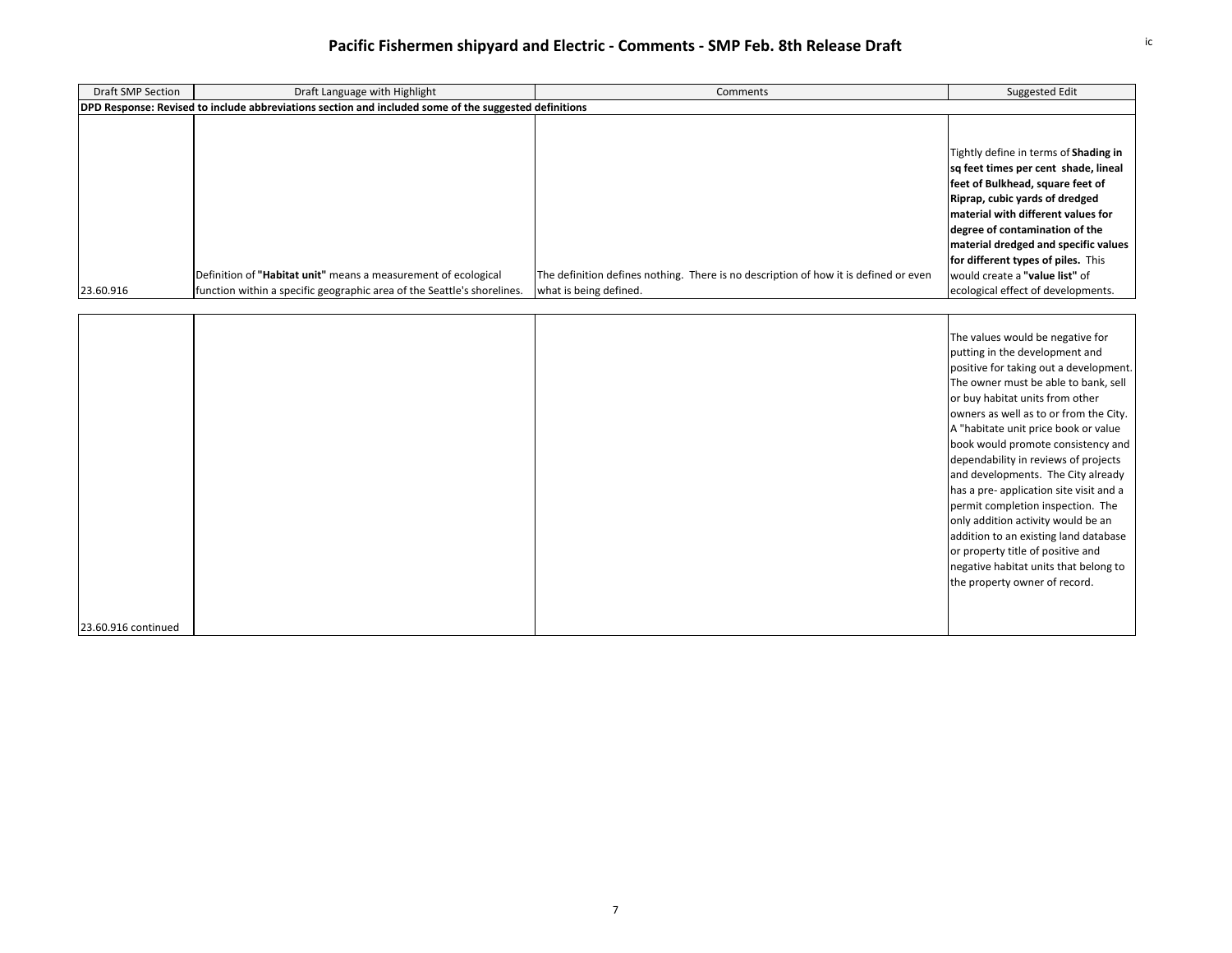## Pacific Fishermen shipyard and Electric - Comments - SMP Feb. 8th Release Draft

| Draft SMP Section | Draft Language with Highlight | Comments | Suggested Edit |
|---|---|---|---|
| **DPD Response: Revised to include abbreviations section and included some of the suggested definitions** | | | |
| 23.60.916 | Definition of **"Habitat unit"** means a measurement of ecological function within a specific geographic area of the Seattle's shorelines. | The definition defines nothing. There is no description of how it is defined or even what is being defined. | Tightly define in terms of **Shading in sq feet times per cent shade, lineal feet of Bulkhead, square feet of Riprap, cubic yards of dredged material with different values for degree of contamination of the material dredged and specific values for different types of piles.** This would create a **"value list"** of ecological effect of developments. |
| 23.60.916 continued | | | The values would be negative for putting in the development and positive for taking out a development. The owner must be able to bank, sell or buy habitat units from other owners as well as to or from the City. A "habitate unit price book or value book would promote consistency and dependability in reviews of projects and developments. The City already has a pre- application site visit and a permit completion inspection. The only addition activity would be an addition to an existing land database or property title of positive and negative habitat units that belong to the property owner of record. |